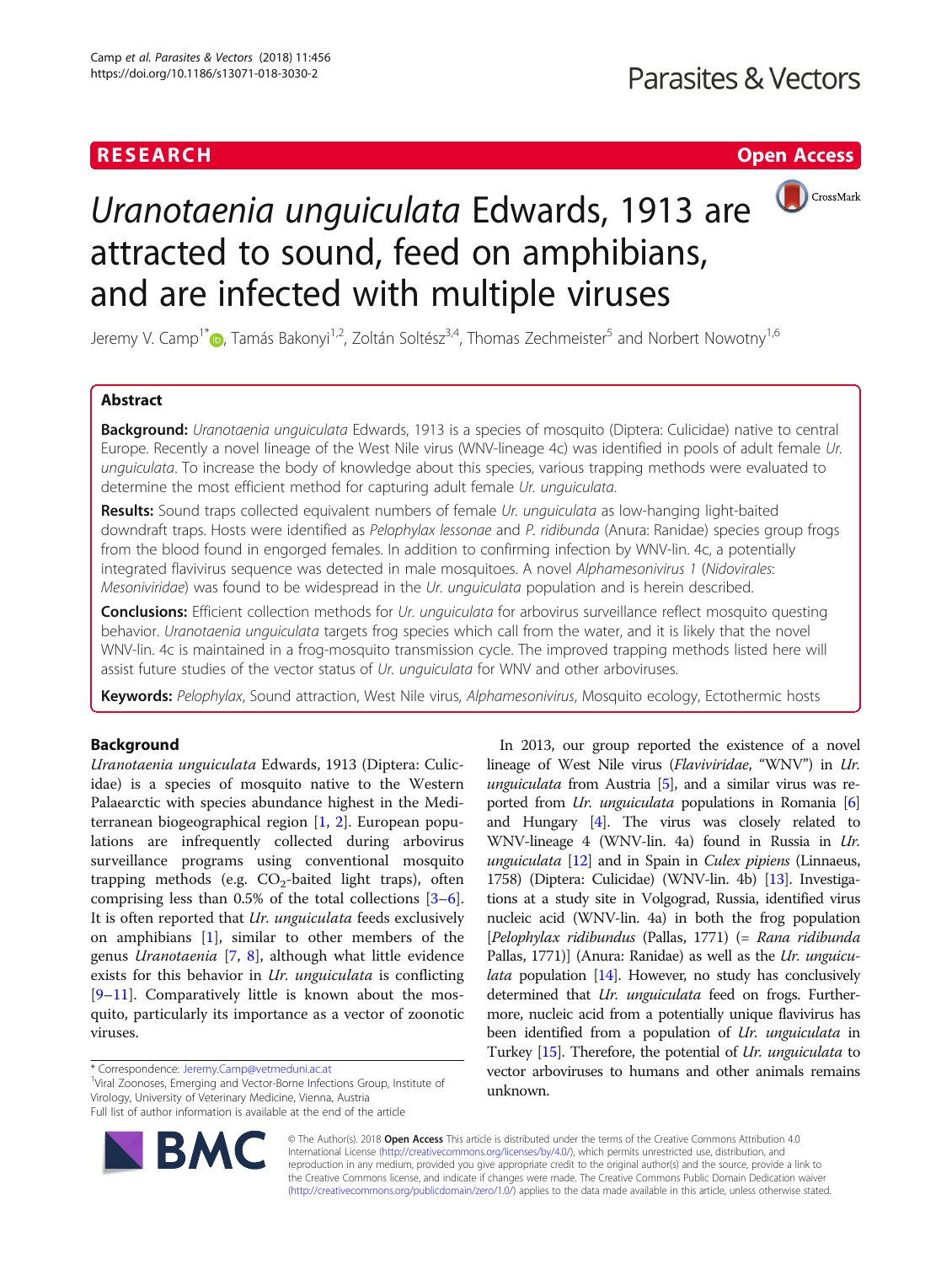RESEARCH

Open Access

# *Uranotaenia unguiculata* Edwards, 1913 are attracted to sound, feed on amphibians, and are infected with multiple viruses

Jeremy V. Camp[1*], Tamás Bakonyi[1,2], Zoltán Soltész[3,4], Thomas Zechmeister[5] and Norbert Nowotny[1,6]

## Abstract

**Background:** *Uranotaenia unguiculata* Edwards, 1913 is a species of mosquito (Diptera: Culicidae) native to central Europe. Recently a novel lineage of the West Nile virus (WNV-lineage 4c) was identified in pools of adult female *Ur. unguiculata*. To increase the body of knowledge about this species, various trapping methods were evaluated to determine the most efficient method for capturing adult female *Ur. unguiculata*.

**Results:** Sound traps collected equivalent numbers of female *Ur. unguiculata* as low-hanging light-baited downdraft traps. Hosts were identified as *Pelophylax lessonae* and *P. ridibunda* (Anura: Ranidae) species group frogs from the blood found in engorged females. In addition to confirming infection by WNV-lin. 4c, a potentially integrated flavivirus sequence was detected in male mosquitoes. A novel *Alphamesonivirus 1* (*Nidovirales*: *Mesoniviridae*) was found to be widespread in the *Ur. unguiculata* population and is herein described.

**Conclusions:** Efficient collection methods for *Ur. unguiculata* for arbovirus surveillance reflect mosquito questing behavior. *Uranotaenia unguiculata* targets frog species which call from the water, and it is likely that the novel WNV-lin. 4c is maintained in a frog-mosquito transmission cycle. The improved trapping methods listed here will assist future studies of the vector status of *Ur. unguiculata* for WNV and other arboviruses.

**Keywords:** *Pelophylax*, Sound attraction, West Nile virus, *Alphamesonivirus*, Mosquito ecology, Ectothermic hosts

## Background

*Uranotaenia unguiculata* Edwards, 1913 (Diptera: Culicidae) is a species of mosquito native to the Western Palaearctic with species abundance highest in the Mediterranean biogeographical region [1, 2]. European populations are infrequently collected during arbovirus surveillance programs using conventional mosquito trapping methods (e.g. $CO_2$-baited light traps), often comprising less than 0.5% of the total collections [3–6]. It is often reported that *Ur. unguiculata* feeds exclusively on amphibians [1], similar to other members of the genus *Uranotaenia* [7, 8], although what little evidence exists for this behavior in *Ur. unguiculata* is conflicting [9–11]. Comparatively little is known about the mosquito, particularly its importance as a vector of zoonotic viruses.

In 2013, our group reported the existence of a novel lineage of West Nile virus (*Flaviviridae*, "WNV") in *Ur. unguiculata* from Austria [5], and a similar virus was reported from *Ur. unguiculata* populations in Romania [6] and Hungary [4]. The virus was closely related to WNV-lineage 4 (WNV-lin. 4a) found in Russia in *Ur. unguiculata* [12] and in Spain in *Culex pipiens* (Linnaeus, 1758) (Diptera: Culicidae) (WNV-lin. 4b) [13]. Investigations at a study site in Volgograd, Russia, identified virus nucleic acid (WNV-lin. 4a) in both the frog population [*Pelophylax ridibundus* (Pallas, 1771) (= *Rana ridibunda* Pallas, 1771)] (Anura: Ranidae) as well as the *Ur. unguiculata* population [14]. However, no study has conclusively determined that *Ur. unguiculata* feed on frogs. Furthermore, nucleic acid from a potentially unique flavivirus has been identified from a population of *Ur. unguiculata* in Turkey [15]. Therefore, the potential of *Ur. unguiculata* to vector arboviruses to humans and other animals remains unknown.

\* Correspondence: Jeremy.Camp@vetmeduni.ac.at
[1] Viral Zoonoses, Emerging and Vector-Borne Infections Group, Institute of Virology, University of Veterinary Medicine, Vienna, Austria
Full list of author information is available at the end of the article

© The Author(s). 2018 **Open Access** This article is distributed under the terms of the Creative Commons Attribution 4.0 International License (http://creativecommons.org/licenses/by/4.0/), which permits unrestricted use, distribution, and reproduction in any medium, provided you give appropriate credit to the original author(s) and the source, provide a link to the Creative Commons license, and indicate if changes were made. The Creative Commons Public Domain Dedication waiver (http://creativecommons.org/publicdomain/zero/1.0/) applies to the data made available in this article, unless otherwise stated.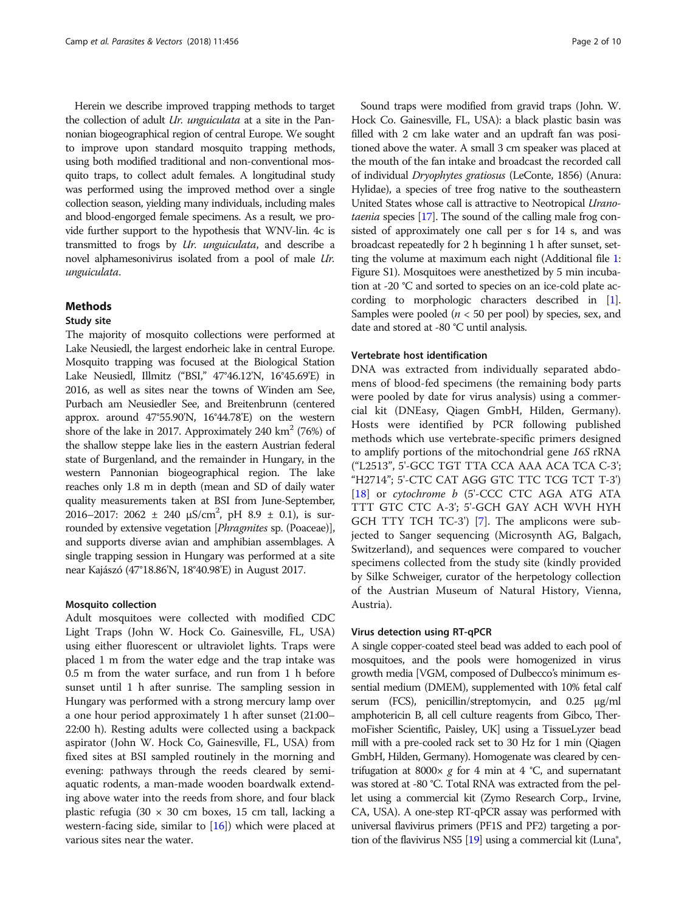Herein we describe improved trapping methods to target the collection of adult *Ur. unguiculata* at a site in the Pannonian biogeographical region of central Europe. We sought to improve upon standard mosquito trapping methods, using both modified traditional and non-conventional mosquito traps, to collect adult females. A longitudinal study was performed using the improved method over a single collection season, yielding many individuals, including males and blood-engorged female specimens. As a result, we provide further support to the hypothesis that WNV-lin. 4c is transmitted to frogs by *Ur. unguiculata*, and describe a novel alphamesonivirus isolated from a pool of male *Ur. unguiculata*.

## Methods

### Study site

The majority of mosquito collections were performed at Lake Neusiedl, the largest endorheic lake in central Europe. Mosquito trapping was focused at the Biological Station Lake Neusiedl, Illmitz ("BSI," 47°46.12'N, 16°45.69'E) in 2016, as well as sites near the towns of Winden am See, Purbach am Neusiedler See, and Breitenbrunn (centered approx. around 47°55.90'N, 16°44.78'E) on the western shore of the lake in 2017. Approximately 240 $km^2$ (76%) of the shallow steppe lake lies in the eastern Austrian federal state of Burgenland, and the remainder in Hungary, in the western Pannonian biogeographical region. The lake reaches only 1.8 m in depth (mean and SD of daily water quality measurements taken at BSI from June-September, 2016–2017: 2062 ± 240 μS/$cm^2$, pH 8.9 ± 0.1), is surrounded by extensive vegetation [*Phragmites* sp. (Poaceae)], and supports diverse avian and amphibian assemblages. A single trapping session in Hungary was performed at a site near Kajászó (47°18.86'N, 18°40.98'E) in August 2017.

### Mosquito collection

Adult mosquitoes were collected with modified CDC Light Traps (John W. Hock Co. Gainesville, FL, USA) using either fluorescent or ultraviolet lights. Traps were placed 1 m from the water edge and the trap intake was 0.5 m from the water surface, and run from 1 h before sunset until 1 h after sunrise. The sampling session in Hungary was performed with a strong mercury lamp over a one hour period approximately 1 h after sunset (21:00–22:00 h). Resting adults were collected using a backpack aspirator (John W. Hock Co, Gainesville, FL, USA) from fixed sites at BSI sampled routinely in the morning and evening: pathways through the reeds cleared by semi-aquatic rodents, a man-made wooden boardwalk extending above water into the reeds from shore, and four black plastic refugia (30 × 30 cm boxes, 15 cm tall, lacking a western-facing side, similar to [16]) which were placed at various sites near the water.

Sound traps were modified from gravid traps (John. W. Hock Co. Gainesville, FL, USA): a black plastic basin was filled with 2 cm lake water and an updraft fan was positioned above the water. A small 3 cm speaker was placed at the mouth of the fan intake and broadcast the recorded call of individual *Dryophytes gratiosus* (LeConte, 1856) (Anura: Hylidae), a species of tree frog native to the southeastern United States whose call is attractive to Neotropical *Uranotaenia* species [17]. The sound of the calling male frog consisted of approximately one call per s for 14 s, and was broadcast repeatedly for 2 h beginning 1 h after sunset, setting the volume at maximum each night (Additional file 1: Figure S1). Mosquitoes were anesthetized by 5 min incubation at -20 °C and sorted to species on an ice-cold plate according to morphologic characters described in [1]. Samples were pooled ($n < 50$ per pool) by species, sex, and date and stored at -80 °C until analysis.

### Vertebrate host identification

DNA was extracted from individually separated abdomens of blood-fed specimens (the remaining body parts were pooled by date for virus analysis) using a commercial kit (DNEasy, Qiagen GmbH, Hilden, Germany). Hosts were identified by PCR following published methods which use vertebrate-specific primers designed to amplify portions of the mitochondrial gene *16S* rRNA ("L2513", 5'-GCC TGT TTA CCA AAA ACA TCA C-3'; "H2714"; 5'-CTC CAT AGG GTC TTC TCG TCT T-3') [18] or *cytochrome b* (5'-CCC CTC AGA ATG ATA TTT GTC CTC A-3'; 5'-GCH GAY ACH WVH HYH GCH TTY TCH TC-3') [7]. The amplicons were subjected to Sanger sequencing (Microsynth AG, Balgach, Switzerland), and sequences were compared to voucher specimens collected from the study site (kindly provided by Silke Schweiger, curator of the herpetology collection of the Austrian Museum of Natural History, Vienna, Austria).

### Virus detection using RT-qPCR

A single copper-coated steel bead was added to each pool of mosquitoes, and the pools were homogenized in virus growth media [VGM, composed of Dulbecco's minimum essential medium (DMEM), supplemented with 10% fetal calf serum (FCS), penicillin/streptomycin, and 0.25 μg/ml amphotericin B, all cell culture reagents from Gibco, ThermoFisher Scientific, Paisley, UK] using a TissueLyzer bead mill with a pre-cooled rack set to 30 Hz for 1 min (Qiagen GmbH, Hilden, Germany). Homogenate was cleared by centrifugation at 8000× *g* for 4 min at 4 °C, and supernatant was stored at -80 °C. Total RNA was extracted from the pellet using a commercial kit (Zymo Research Corp., Irvine, CA, USA). A one-step RT-qPCR assay was performed with universal flavivirus primers (PF1S and PF2) targeting a portion of the flavivirus NS5 [19] using a commercial kit (Luna®,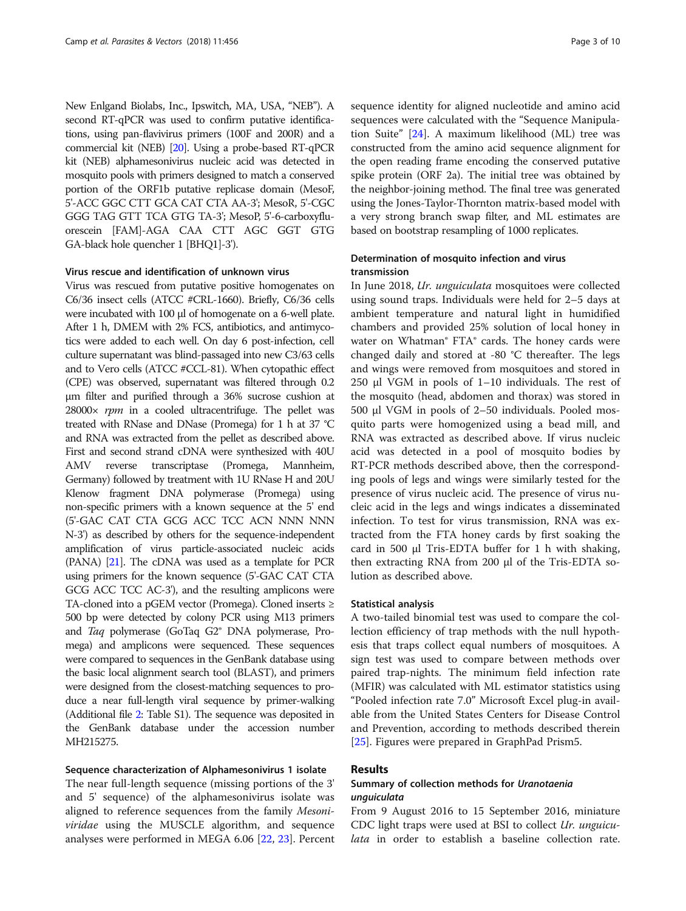New Enlgand Biolabs, Inc., Ipswitch, MA, USA, "NEB"). A second RT-qPCR was used to confirm putative identifications, using pan-flavivirus primers (100F and 200R) and a commercial kit (NEB) [20]. Using a probe-based RT-qPCR kit (NEB) alphamesonivirus nucleic acid was detected in mosquito pools with primers designed to match a conserved portion of the ORF1b putative replicase domain (MesoF, 5'-ACC GGC CTT GCA CAT CTA AA-3'; MesoR, 5'-CGC GGG TAG GTT TCA GTG TA-3'; MesoP, 5'-6-carboxyfluorescein [FAM]-AGA CAA CTT AGC GGT GTG GA-black hole quencher 1 [BHQ1]-3').

#### Virus rescue and identification of unknown virus

Virus was rescued from putative positive homogenates on C6/36 insect cells (ATCC #CRL-1660). Briefly, C6/36 cells were incubated with 100 μl of homogenate on a 6-well plate. After 1 h, DMEM with 2% FCS, antibiotics, and antimycotics were added to each well. On day 6 post-infection, cell culture supernatant was blind-passaged into new C3/63 cells and to Vero cells (ATCC #CCL-81). When cytopathic effect (CPE) was observed, supernatant was filtered through 0.2 μm filter and purified through a 36% sucrose cushion at 28000× *rpm* in a cooled ultracentrifuge. The pellet was treated with RNase and DNase (Promega) for 1 h at 37 °C and RNA was extracted from the pellet as described above. First and second strand cDNA were synthesized with 40U AMV reverse transcriptase (Promega, Mannheim, Germany) followed by treatment with 1U RNase H and 20U Klenow fragment DNA polymerase (Promega) using non-specific primers with a known sequence at the 5' end (5'-GAC CAT CTA GCG ACC TCC ACN NNN NNN N-3') as described by others for the sequence-independent amplification of virus particle-associated nucleic acids (PANA) [21]. The cDNA was used as a template for PCR using primers for the known sequence (5'-GAC CAT CTA GCG ACC TCC AC-3'), and the resulting amplicons were TA-cloned into a pGEM vector (Promega). Cloned inserts ≥ 500 bp were detected by colony PCR using M13 primers and *Taq* polymerase (GoTaq G2® DNA polymerase, Promega) and amplicons were sequenced. These sequences were compared to sequences in the GenBank database using the basic local alignment search tool (BLAST), and primers were designed from the closest-matching sequences to produce a near full-length viral sequence by primer-walking (Additional file 2: Table S1). The sequence was deposited in the GenBank database under the accession number MH215275.

#### Sequence characterization of Alphamesonivirus 1 isolate

The near full-length sequence (missing portions of the 3' and 5' sequence) of the alphamesonivirus isolate was aligned to reference sequences from the family *Mesoniviridae* using the MUSCLE algorithm, and sequence analyses were performed in MEGA 6.06 [22, 23]. Percent sequence identity for aligned nucleotide and amino acid sequences were calculated with the "Sequence Manipulation Suite" [24]. A maximum likelihood (ML) tree was constructed from the amino acid sequence alignment for the open reading frame encoding the conserved putative spike protein (ORF 2a). The initial tree was obtained by the neighbor-joining method. The final tree was generated using the Jones-Taylor-Thornton matrix-based model with a very strong branch swap filter, and ML estimates are based on bootstrap resampling of 1000 replicates.

#### Determination of mosquito infection and virus transmission

In June 2018, *Ur. unguiculata* mosquitoes were collected using sound traps. Individuals were held for 2–5 days at ambient temperature and natural light in humidified chambers and provided 25% solution of local honey in water on Whatman® FTA® cards. The honey cards were changed daily and stored at -80 °C thereafter. The legs and wings were removed from mosquitoes and stored in 250 μl VGM in pools of 1–10 individuals. The rest of the mosquito (head, abdomen and thorax) was stored in 500 μl VGM in pools of 2–50 individuals. Pooled mosquito parts were homogenized using a bead mill, and RNA was extracted as described above. If virus nucleic acid was detected in a pool of mosquito bodies by RT-PCR methods described above, then the corresponding pools of legs and wings were similarly tested for the presence of virus nucleic acid. The presence of virus nucleic acid in the legs and wings indicates a disseminated infection. To test for virus transmission, RNA was extracted from the FTA honey cards by first soaking the card in 500 μl Tris-EDTA buffer for 1 h with shaking, then extracting RNA from 200 μl of the Tris-EDTA solution as described above.

#### Statistical analysis

A two-tailed binomial test was used to compare the collection efficiency of trap methods with the null hypothesis that traps collect equal numbers of mosquitoes. A sign test was used to compare between methods over paired trap-nights. The minimum field infection rate (MFIR) was calculated with ML estimator statistics using "Pooled infection rate 7.0" Microsoft Excel plug-in available from the United States Centers for Disease Control and Prevention, according to methods described therein [25]. Figures were prepared in GraphPad Prism5.

## Results

### Summary of collection methods for *Uranotaenia unguiculata*

From 9 August 2016 to 15 September 2016, miniature CDC light traps were used at BSI to collect *Ur. unguiculata* in order to establish a baseline collection rate.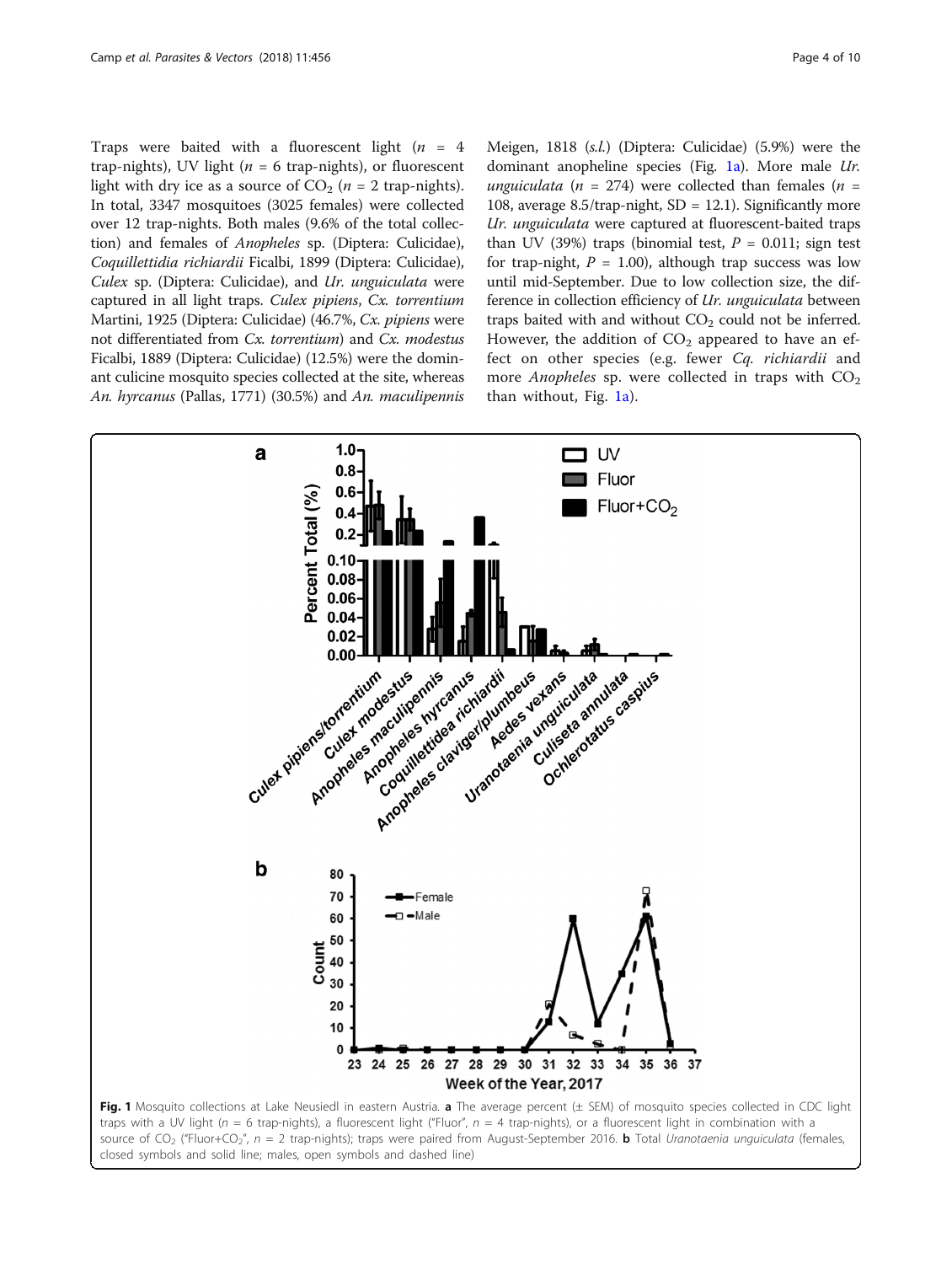Traps were baited with a fluorescent light ($n$ = 4 trap-nights), UV light ($n$ = 6 trap-nights), or fluorescent light with dry ice as a source of $CO_2$ ($n$ = 2 trap-nights). In total, 3347 mosquitoes (3025 females) were collected over 12 trap-nights. Both males (9.6% of the total collection) and females of *Anopheles* sp. (Diptera: Culicidae), *Coquillettidia richiardii* Ficalbi, 1899 (Diptera: Culicidae), *Culex* sp. (Diptera: Culicidae), and *Ur. unguiculata* were captured in all light traps. *Culex pipiens*, *Cx. torrentium* Martini, 1925 (Diptera: Culicidae) (46.7%, *Cx. pipiens* were not differentiated from *Cx. torrentium*) and *Cx. modestus* Ficalbi, 1889 (Diptera: Culicidae) (12.5%) were the dominant culicine mosquito species collected at the site, whereas *An. hyrcanus* (Pallas, 1771) (30.5%) and *An. maculipennis* Meigen, 1818 (*s.l.*) (Diptera: Culicidae) (5.9%) were the dominant anopheline species (Fig. 1a). More male *Ur. unguiculata* ($n$ = 274) were collected than females ($n$ = 108, average 8.5/trap-night, SD = 12.1). Significantly more *Ur. unguiculata* were captured at fluorescent-baited traps than UV (39%) traps (binomial test, $P$ = 0.011; sign test for trap-night, $P$ = 1.00), although trap success was low until mid-September. Due to low collection size, the difference in collection efficiency of *Ur. unguiculata* between traps baited with and without $CO_2$ could not be inferred. However, the addition of $CO_2$ appeared to have an effect on other species (e.g. fewer *Cq. richiardii* and more *Anopheles* sp. were collected in traps with $CO_2$ than without, Fig. 1a).

**Fig. 1** Mosquito collections at Lake Neusiedl in eastern Austria. **a** The average percent (± SEM) of mosquito species collected in CDC light traps with a UV light ($n$ = 6 trap-nights), a fluorescent light ("Fluor", $n$ = 4 trap-nights), or a fluorescent light in combination with a source of $CO_2$ ("Fluor+$CO_2$", $n$ = 2 trap-nights); traps were paired from August-September 2016. **b** Total *Uranotaenia unguiculata* (females, closed symbols and solid line; males, open symbols and dashed line)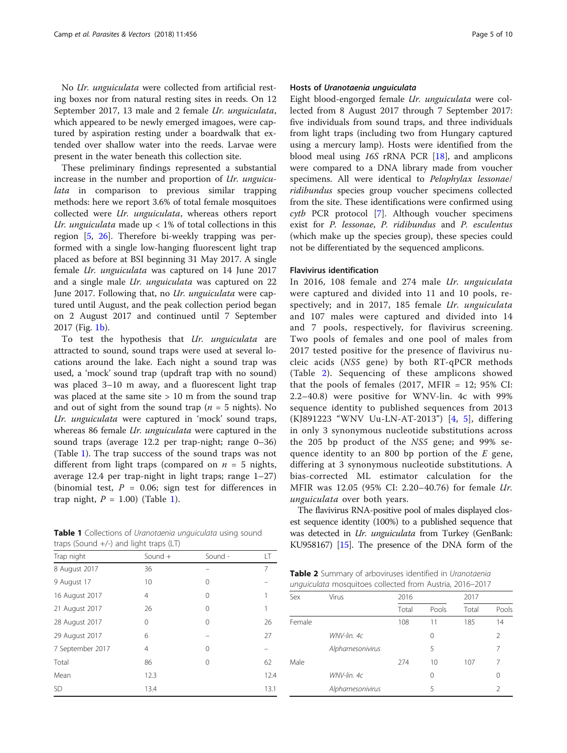No *Ur. unguiculata* were collected from artificial resting boxes nor from natural resting sites in reeds. On 12 September 2017, 13 male and 2 female *Ur. unguiculata*, which appeared to be newly emerged imagoes, were captured by aspiration resting under a boardwalk that extended over shallow water into the reeds. Larvae were present in the water beneath this collection site.

These preliminary findings represented a substantial increase in the number and proportion of *Ur. unguiculata* in comparison to previous similar trapping methods: here we report 3.6% of total female mosquitoes collected were *Ur. unguiculata*, whereas others report *Ur. unguiculata* made up < 1% of total collections in this region [5, 26]. Therefore bi-weekly trapping was performed with a single low-hanging fluorescent light trap placed as before at BSI beginning 31 May 2017. A single female *Ur. unguiculata* was captured on 14 June 2017 and a single male *Ur. unguiculata* was captured on 22 June 2017. Following that, no *Ur. unguiculata* were captured until August, and the peak collection period began on 2 August 2017 and continued until 7 September 2017 (Fig. 1b).

To test the hypothesis that *Ur. unguiculata* are attracted to sound, sound traps were used at several locations around the lake. Each night a sound trap was used, a 'mock' sound trap (updraft trap with no sound) was placed 3–10 m away, and a fluorescent light trap was placed at the same site > 10 m from the sound trap and out of sight from the sound trap ($n = 5$ nights). No *Ur. unguiculata* were captured in 'mock' sound traps, whereas 86 female *Ur. unguiculata* were captured in the sound traps (average 12.2 per trap-night; range 0–36) (Table 1). The trap success of the sound traps was not different from light traps (compared on $n = 5$ nights, average 12.4 per trap-night in light traps; range 1–27) (binomial test, $P = 0.06$; sign test for differences in trap night, $P = 1.00$) (Table 1).

**Table 1** Collections of *Uranotaenia unguiculata* using sound traps (Sound +/-) and light traps (LT)

| Trap night | Sound + | Sound - | LT |
|---|---|---|---|
| 8 August 2017 | 36 | – | 7 |
| 9 August 17 | 10 | 0 | – |
| 16 August 2017 | 4 | 0 | 1 |
| 21 August 2017 | 26 | 0 | 1 |
| 28 August 2017 | 0 | 0 | 26 |
| 29 August 2017 | 6 | – | 27 |
| 7 September 2017 | 4 | 0 | – |
| Total | 86 | 0 | 62 |
| Mean | 12.3 | | 12.4 |
| SD | 13.4 | | 13.1 |

### Hosts of *Uranotaenia unguiculata*

Eight blood-engorged female *Ur. unguiculata* were collected from 8 August 2017 through 7 September 2017: five individuals from sound traps, and three individuals from light traps (including two from Hungary captured using a mercury lamp). Hosts were identified from the blood meal using *16S* rRNA PCR [18], and amplicons were compared to a DNA library made from voucher specimens. All were identical to *Pelophylax lessonae*/*ridibundus* species group voucher specimens collected from the site. These identifications were confirmed using *cytb* PCR protocol [7]. Although voucher specimens exist for *P. lessonae*, *P. ridibundus* and *P. esculentus* (which make up the species group), these species could not be differentiated by the sequenced amplicons.

### Flavivirus identification

In 2016, 108 female and 274 male *Ur. unguiculata* were captured and divided into 11 and 10 pools, respectively; and in 2017, 185 female *Ur. unguiculata* and 107 males were captured and divided into 14 and 7 pools, respectively, for flavivirus screening. Two pools of females and one pool of males from 2017 tested positive for the presence of flavivirus nucleic acids (*NS5* gene) by both RT-qPCR methods (Table 2). Sequencing of these amplicons showed that the pools of females (2017, MFIR = 12; 95% CI: 2.2–40.8) were positive for WNV-lin. 4c with 99% sequence identity to published sequences from 2013 (KJ891223 "WNV Uu-LN-AT-2013") [4, 5], differing in only 3 synonymous nucleotide substitutions across the 205 bp product of the *NS5* gene; and 99% sequence identity to an 800 bp portion of the *E* gene, differing at 3 synonymous nucleotide substitutions. A bias-corrected ML estimator calculation for the MFIR was 12.05 (95% CI: 2.20–40.76) for female *Ur. unguiculata* over both years.

The flavivirus RNA-positive pool of males displayed closest sequence identity (100%) to a published sequence that was detected in *Ur. unguiculata* from Turkey (GenBank: KU958167) [15]. The presence of the DNA form of the

**Table 2** Summary of arboviruses identified in *Uranotaenia unguiculata* mosquitoes collected from Austria, 2016–2017

| Sex | Virus | 2016 | | 2017 | |
|---|---|---|---|---|---|
| | | Total | Pools | Total | Pools |
| Female | | 108 | 11 | 185 | 14 |
| | *WNV-lin. 4c* | | 0 | | 2 |
| | *Alphamesonivirus* | | 5 | | 7 |
| Male | | 274 | 10 | 107 | 7 |
| | *WNV-lin. 4c* | | 0 | | 0 |
| | *Alphamesonivirus* | | 5 | | 2 |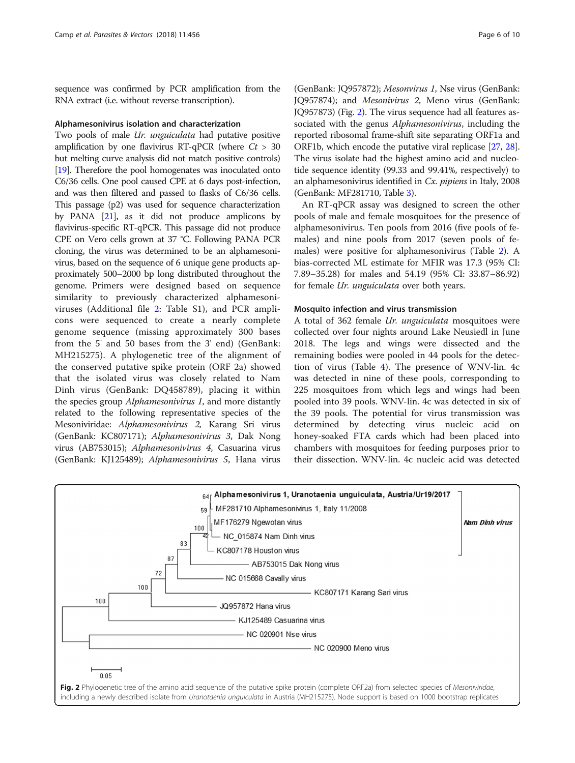sequence was confirmed by PCR amplification from the RNA extract (i.e. without reverse transcription).

### Alphamesonivirus isolation and characterization

Two pools of male *Ur. unguiculata* had putative positive amplification by one flavivirus RT-qPCR (where $Ct > 30$ but melting curve analysis did not match positive controls) [19]. Therefore the pool homogenates was inoculated onto C6/36 cells. One pool caused CPE at 6 days post-infection, and was then filtered and passed to flasks of C6/36 cells. This passage (p2) was used for sequence characterization by PANA [21], as it did not produce amplicons by flavivirus-specific RT-qPCR. This passage did not produce CPE on Vero cells grown at 37 °C. Following PANA PCR cloning, the virus was determined to be an alphamesonivirus, based on the sequence of 6 unique gene products approximately 500–2000 bp long distributed throughout the genome. Primers were designed based on sequence similarity to previously characterized alphamesoniviruses (Additional file 2: Table S1), and PCR amplicons were sequenced to create a nearly complete genome sequence (missing approximately 300 bases from the 5' and 50 bases from the 3' end) (GenBank: MH215275). A phylogenetic tree of the alignment of the conserved putative spike protein (ORF 2a) showed that the isolated virus was closely related to Nam Dinh virus (GenBank: DQ458789), placing it within the species group *Alphamesonivirus 1*, and more distantly related to the following representative species of the Mesoniviridae: *Alphamesonivirus 2*, Karang Sri virus (GenBank: KC807171); *Alphamesonivirus 3*, Dak Nong virus (AB753015); *Alphamesonivirus 4*, Casuarina virus (GenBank: KJ125489); *Alphamesonivirus 5*, Hana virus (GenBank: JQ957872); *Mesonvirus 1*, Nse virus (GenBank: JQ957874); and *Mesonivirus 2*, Meno virus (GenBank: JQ957873) (Fig. 2). The virus sequence had all features associated with the genus *Alphamesonivirus*, including the reported ribosomal frame-shift site separating ORF1a and ORF1b, which encode the putative viral replicase [27, 28]. The virus isolate had the highest amino acid and nucleotide sequence identity (99.33 and 99.41%, respectively) to an alphamesonivirus identified in *Cx. pipiens* in Italy, 2008 (GenBank: MF281710, Table 3).

An RT-qPCR assay was designed to screen the other pools of male and female mosquitoes for the presence of alphamesonivirus. Ten pools from 2016 (five pools of females) and nine pools from 2017 (seven pools of females) were positive for alphamesonivirus (Table 2). A bias-corrected ML estimate for MFIR was 17.3 (95% CI: 7.89–35.28) for males and 54.19 (95% CI: 33.87–86.92) for female *Ur. unguiculata* over both years.

### Mosquito infection and virus transmission

A total of 362 female *Ur. unguiculata* mosquitoes were collected over four nights around Lake Neusiedl in June 2018. The legs and wings were dissected and the remaining bodies were pooled in 44 pools for the detection of virus (Table 4). The presence of WNV-lin. 4c was detected in nine of these pools, corresponding to 225 mosquitoes from which legs and wings had been pooled into 39 pools. WNV-lin. 4c was detected in six of the 39 pools. The potential for virus transmission was determined by detecting virus nucleic acid on honey-soaked FTA cards which had been placed into chambers with mosquitoes for feeding purposes prior to their dissection. WNV-lin. 4c nucleic acid was detected

**Fig. 2** Phylogenetic tree of the amino acid sequence of the putative spike protein (complete ORF2a) from selected species of *Mesoniviridae*, including a newly described isolate from *Uranotaenia unguiculata* in Austria (MH215275). Node support is based on 1000 bootstrap replicates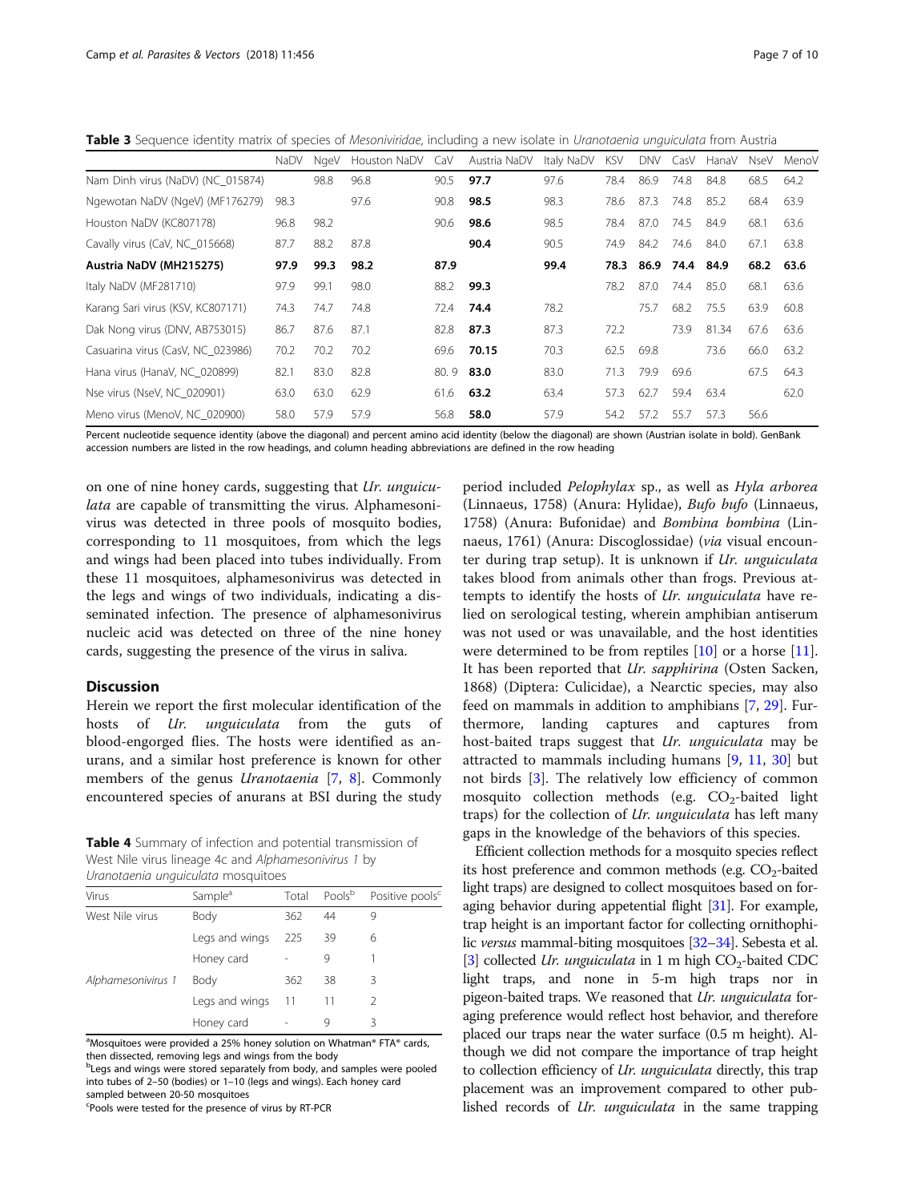**Table 3** Sequence identity matrix of species of *Mesoniviridae*, including a new isolate in *Uranotaenia unguiculata* from Austria

| | NaDV | NgeV | Houston NaDV | CaV | Austria NaDV | Italy NaDV | KSV | DNV | CasV | HanaV | NseV | MenoV |
|---|---|---|---|---|---|---|---|---|---|---|---|---|
| Nam Dinh virus (NaDV) (NC_015874) | | 98.8 | 96.8 | 90.5 | **97.7** | 97.6 | 78.4 | 86.9 | 74.8 | 84.8 | 68.5 | 64.2 |
| Ngewotan NaDV (NgeV) (MF176279) | 98.3 | | 97.6 | 90.8 | **98.5** | 98.3 | 78.6 | 87.3 | 74.8 | 85.2 | 68.4 | 63.9 |
| Houston NaDV (KC807178) | 96.8 | 98.2 | | 90.6 | **98.6** | 98.5 | 78.4 | 87.0 | 74.5 | 84.9 | 68.1 | 63.6 |
| Cavally virus (CaV, NC_015668) | 87.7 | 88.2 | 87.8 | | **90.4** | 90.5 | 74.9 | 84.2 | 74.6 | 84.0 | 67.1 | 63.8 |
| **Austria NaDV (MH215275)** | **97.9** | **99.3** | **98.2** | **87.9** | | **99.4** | **78.3** | **86.9** | **74.4** | **84.9** | **68.2** | **63.6** |
| Italy NaDV (MF281710) | 97.9 | 99.1 | 98.0 | 88.2 | **99.3** | | 78.2 | 87.0 | 74.4 | 85.0 | 68.1 | 63.6 |
| Karang Sari virus (KSV, KC807171) | 74.3 | 74.7 | 74.8 | 72.4 | **74.4** | 78.2 | | 75.7 | 68.2 | 75.5 | 63.9 | 60.8 |
| Dak Nong virus (DNV, AB753015) | 86.7 | 87.6 | 87.1 | 82.8 | **87.3** | 87.3 | 72.2 | | 73.9 | 81.34 | 67.6 | 63.6 |
| Casuarina virus (CasV, NC_023986) | 70.2 | 70.2 | 70.2 | 69.6 | **70.15** | 70.3 | 62.5 | 69.8 | | 73.6 | 66.0 | 63.2 |
| Hana virus (HanaV, NC_020899) | 82.1 | 83.0 | 82.8 | 80. 9 | **83.0** | 83.0 | 71.3 | 79.9 | 69.6 | | 67.5 | 64.3 |
| Nse virus (NseV, NC_020901) | 63.0 | 63.0 | 62.9 | 61.6 | **63.2** | 63.4 | 57.3 | 62.7 | 59.4 | 63.4 | | 62.0 |
| Meno virus (MenoV, NC_020900) | 58.0 | 57.9 | 57.9 | 56.8 | **58.0** | 57.9 | 54.2 | 57.2 | 55.7 | 57.3 | 56.6 | |

Percent nucleotide sequence identity (above the diagonal) and percent amino acid identity (below the diagonal) are shown (Austrian isolate in bold). GenBank accession numbers are listed in the row headings, and column heading abbreviations are defined in the row heading

on one of nine honey cards, suggesting that *Ur. unguiculata* are capable of transmitting the virus. Alphamesonivirus was detected in three pools of mosquito bodies, corresponding to 11 mosquitoes, from which the legs and wings had been placed into tubes individually. From these 11 mosquitoes, alphamesonivirus was detected in the legs and wings of two individuals, indicating a disseminated infection. The presence of alphamesonivirus nucleic acid was detected on three of the nine honey cards, suggesting the presence of the virus in saliva.

## Discussion

Herein we report the first molecular identification of the hosts of *Ur. unguiculata* from the guts of blood-engorged flies. The hosts were identified as anurans, and a similar host preference is known for other members of the genus *Uranotaenia* [7, 8]. Commonly encountered species of anurans at BSI during the study period included *Pelophylax* sp., as well as *Hyla arborea* (Linnaeus, 1758) (Anura: Hylidae), *Bufo bufo* (Linnaeus, 1758) (Anura: Bufonidae) and *Bombina bombina* (Linnaeus, 1761) (Anura: Discoglossidae) (*via* visual encounter during trap setup). It is unknown if *Ur. unguiculata* takes blood from animals other than frogs. Previous attempts to identify the hosts of *Ur. unguiculata* have relied on serological testing, wherein amphibian antiserum was not used or was unavailable, and the host identities were determined to be from reptiles [10] or a horse [11]. It has been reported that *Ur. sapphirina* (Osten Sacken, 1868) (Diptera: Culicidae), a Nearctic species, may also feed on mammals in addition to amphibians [7, 29]. Furthermore, landing captures and captures from host-baited traps suggest that *Ur. unguiculata* may be attracted to mammals including humans [9, 11, 30] but not birds [3]. The relatively low efficiency of common mosquito collection methods (e.g. $CO_2$-baited light traps) for the collection of *Ur. unguiculata* has left many gaps in the knowledge of the behaviors of this species.

**Table 4** Summary of infection and potential transmission of West Nile virus lineage 4c and *Alphamesonivirus 1* by *Uranotaenia unguiculata* mosquitoes

| Virus | Sample[a] | Total | Pools[b] | Positive pools[c] |
|---|---|---|---|---|
| West Nile virus | Body | 362 | 44 | 9 |
| | Legs and wings | 225 | 39 | 6 |
| | Honey card | - | 9 | 1 |
| *Alphamesonivirus 1* | Body | 362 | 38 | 3 |
| | Legs and wings | 11 | 11 | 2 |
| | Honey card | - | 9 | 3 |

[a]Mosquitoes were provided a 25% honey solution on Whatman® FTA® cards, then dissected, removing legs and wings from the body

[b]Legs and wings were stored separately from body, and samples were pooled into tubes of 2–50 (bodies) or 1–10 (legs and wings). Each honey card sampled between 20-50 mosquitoes

[c]Pools were tested for the presence of virus by RT-PCR

Efficient collection methods for a mosquito species reflect its host preference and common methods (e.g. $CO_2$-baited light traps) are designed to collect mosquitoes based on foraging behavior during appetential flight [31]. For example, trap height is an important factor for collecting ornithophilic *versus* mammal-biting mosquitoes [32–34]. Sebesta et al. [3] collected *Ur. unguiculata* in 1 m high $CO_2$-baited CDC light traps, and none in 5-m high traps nor in pigeon-baited traps. We reasoned that *Ur. unguiculata* foraging preference would reflect host behavior, and therefore placed our traps near the water surface (0.5 m height). Although we did not compare the importance of trap height to collection efficiency of *Ur. unguiculata* directly, this trap placement was an improvement compared to other published records of *Ur. unguiculata* in the same trapping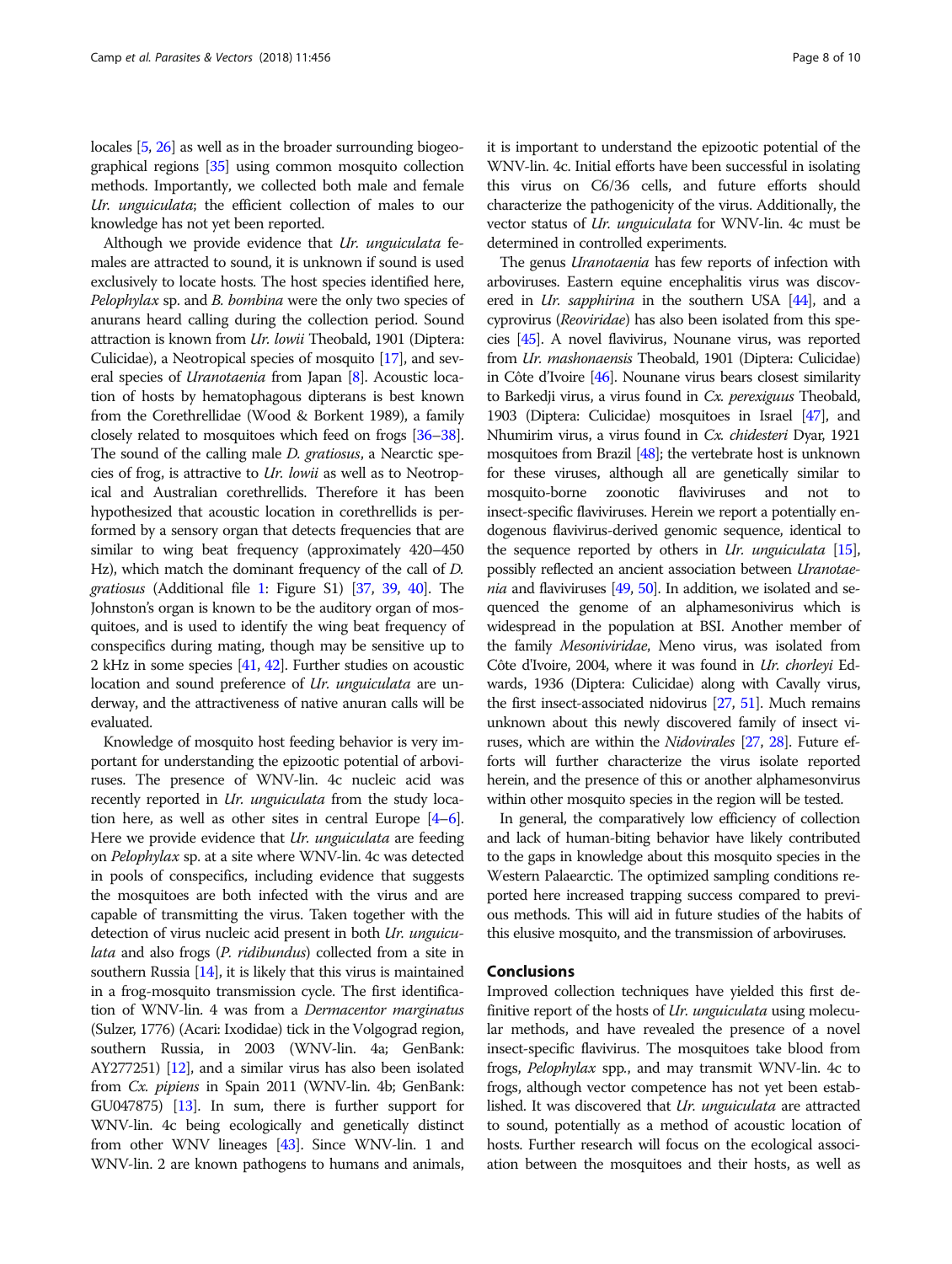locales [5, 26] as well as in the broader surrounding biogeographical regions [35] using common mosquito collection methods. Importantly, we collected both male and female *Ur. unguiculata*; the efficient collection of males to our knowledge has not yet been reported.

Although we provide evidence that *Ur. unguiculata* females are attracted to sound, it is unknown if sound is used exclusively to locate hosts. The host species identified here, *Pelophylax* sp. and *B. bombina* were the only two species of anurans heard calling during the collection period. Sound attraction is known from *Ur. lowii* Theobald, 1901 (Diptera: Culicidae), a Neotropical species of mosquito [17], and several species of *Uranotaenia* from Japan [8]. Acoustic location of hosts by hematophagous dipterans is best known from the Corethrellidae (Wood & Borkent 1989), a family closely related to mosquitoes which feed on frogs [36–38]. The sound of the calling male *D. gratiosus*, a Nearctic species of frog, is attractive to *Ur. lowii* as well as to Neotropical and Australian corethrellids. Therefore it has been hypothesized that acoustic location in corethrellids is performed by a sensory organ that detects frequencies that are similar to wing beat frequency (approximately 420–450 Hz), which match the dominant frequency of the call of *D. gratiosus* (Additional file 1: Figure S1) [37, 39, 40]. The Johnston's organ is known to be the auditory organ of mosquitoes, and is used to identify the wing beat frequency of conspecifics during mating, though may be sensitive up to 2 kHz in some species [41, 42]. Further studies on acoustic location and sound preference of *Ur. unguiculata* are underway, and the attractiveness of native anuran calls will be evaluated.

Knowledge of mosquito host feeding behavior is very important for understanding the epizootic potential of arboviruses. The presence of WNV-lin. 4c nucleic acid was recently reported in *Ur. unguiculata* from the study location here, as well as other sites in central Europe [4–6]. Here we provide evidence that *Ur. unguiculata* are feeding on *Pelophylax* sp. at a site where WNV-lin. 4c was detected in pools of conspecifics, including evidence that suggests the mosquitoes are both infected with the virus and are capable of transmitting the virus. Taken together with the detection of virus nucleic acid present in both *Ur. unguiculata* and also frogs (*P. ridibundus*) collected from a site in southern Russia [14], it is likely that this virus is maintained in a frog-mosquito transmission cycle. The first identification of WNV-lin. 4 was from a *Dermacentor marginatus* (Sulzer, 1776) (Acari: Ixodidae) tick in the Volgograd region, southern Russia, in 2003 (WNV-lin. 4a; GenBank: AY277251) [12], and a similar virus has also been isolated from *Cx. pipiens* in Spain 2011 (WNV-lin. 4b; GenBank: GU047875) [13]. In sum, there is further support for WNV-lin. 4c being ecologically and genetically distinct from other WNV lineages [43]. Since WNV-lin. 1 and WNV-lin. 2 are known pathogens to humans and animals, it is important to understand the epizootic potential of the WNV-lin. 4c. Initial efforts have been successful in isolating this virus on C6/36 cells, and future efforts should characterize the pathogenicity of the virus. Additionally, the vector status of *Ur. unguiculata* for WNV-lin. 4c must be determined in controlled experiments.

The genus *Uranotaenia* has few reports of infection with arboviruses. Eastern equine encephalitis virus was discovered in *Ur. sapphirina* in the southern USA [44], and a cyprovirus (*Reoviridae*) has also been isolated from this species [45]. A novel flavivirus, Nounane virus, was reported from *Ur. mashonaensis* Theobald, 1901 (Diptera: Culicidae) in Côte d'Ivoire [46]. Nounane virus bears closest similarity to Barkedji virus, a virus found in *Cx. perexiguus* Theobald, 1903 (Diptera: Culicidae) mosquitoes in Israel [47], and Nhumirim virus, a virus found in *Cx. chidesteri* Dyar, 1921 mosquitoes from Brazil [48]; the vertebrate host is unknown for these viruses, although all are genetically similar to mosquito-borne zoonotic flaviviruses and not to insect-specific flaviviruses. Herein we report a potentially endogenous flavivirus-derived genomic sequence, identical to the sequence reported by others in *Ur. unguiculata* [15], possibly reflected an ancient association between *Uranotaenia* and flaviviruses [49, 50]. In addition, we isolated and sequenced the genome of an alphamesonivirus which is widespread in the population at BSI. Another member of the family *Mesoniviridae*, Meno virus, was isolated from Côte d'Ivoire, 2004, where it was found in *Ur. chorleyi* Edwards, 1936 (Diptera: Culicidae) along with Cavally virus, the first insect-associated nidovirus [27, 51]. Much remains unknown about this newly discovered family of insect viruses, which are within the *Nidovirales* [27, 28]. Future efforts will further characterize the virus isolate reported herein, and the presence of this or another alphamesonvirus within other mosquito species in the region will be tested.

In general, the comparatively low efficiency of collection and lack of human-biting behavior have likely contributed to the gaps in knowledge about this mosquito species in the Western Palaearctic. The optimized sampling conditions reported here increased trapping success compared to previous methods. This will aid in future studies of the habits of this elusive mosquito, and the transmission of arboviruses.

## Conclusions

Improved collection techniques have yielded this first definitive report of the hosts of *Ur. unguiculata* using molecular methods, and have revealed the presence of a novel insect-specific flavivirus. The mosquitoes take blood from frogs, *Pelophylax* spp., and may transmit WNV-lin. 4c to frogs, although vector competence has not yet been established. It was discovered that *Ur. unguiculata* are attracted to sound, potentially as a method of acoustic location of hosts. Further research will focus on the ecological association between the mosquitoes and their hosts, as well as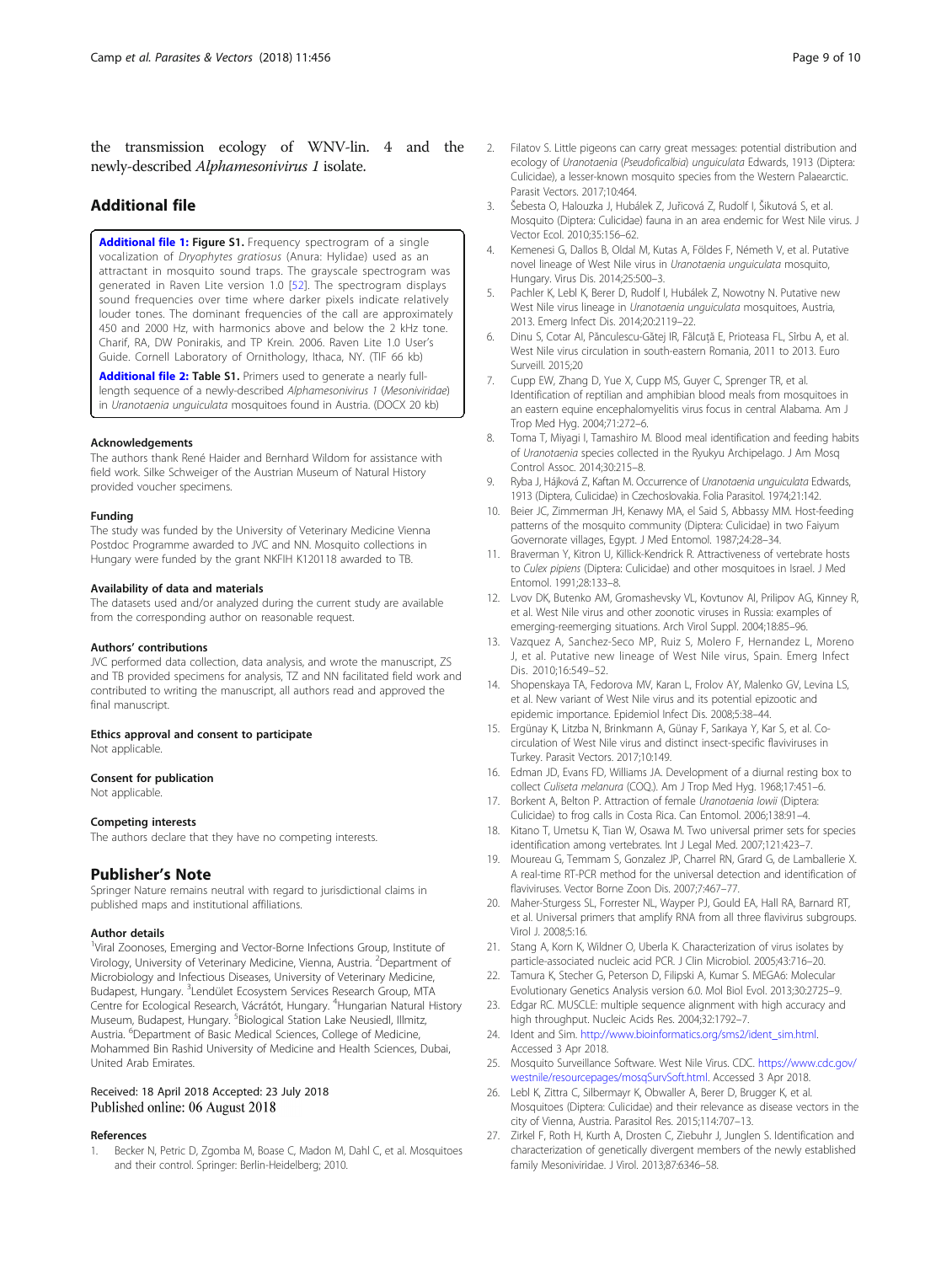the transmission ecology of WNV-lin. 4 and the newly-described *Alphamesonivirus 1* isolate.

## Additional file

**Additional file 1: Figure S1.** Frequency spectrogram of a single vocalization of *Dryophytes gratiosus* (Anura: Hylidae) used as an attractant in mosquito sound traps. The grayscale spectrogram was generated in Raven Lite version 1.0 [52]. The spectrogram displays sound frequencies over time where darker pixels indicate relatively louder tones. The dominant frequencies of the call are approximately 450 and 2000 Hz, with harmonics above and below the 2 kHz tone. Charif, RA, DW Ponirakis, and TP Krein. 2006. Raven Lite 1.0 User's Guide. Cornell Laboratory of Ornithology, Ithaca, NY. (TIF 66 kb)

**Additional file 2: Table S1.** Primers used to generate a nearly full-length sequence of a newly-described *Alphamesonivirus 1* (*Mesoniviridae*) in *Uranotaenia unguiculata* mosquitoes found in Austria. (DOCX 20 kb)

#### Acknowledgements

The authors thank René Haider and Bernhard Wildom for assistance with field work. Silke Schweiger of the Austrian Museum of Natural History provided voucher specimens.

#### Funding

The study was funded by the University of Veterinary Medicine Vienna Postdoc Programme awarded to JVC and NN. Mosquito collections in Hungary were funded by the grant NKFIH K120118 awarded to TB.

#### Availability of data and materials

The datasets used and/or analyzed during the current study are available from the corresponding author on reasonable request.

#### Authors' contributions

JVC performed data collection, data analysis, and wrote the manuscript, ZS and TB provided specimens for analysis, TZ and NN facilitated field work and contributed to writing the manuscript, all authors read and approved the final manuscript.

#### Ethics approval and consent to participate

Not applicable.

#### Consent for publication

Not applicable.

#### Competing interests

The authors declare that they have no competing interests.

## Publisher's Note

Springer Nature remains neutral with regard to jurisdictional claims in published maps and institutional affiliations.

#### Author details

[1]Viral Zoonoses, Emerging and Vector-Borne Infections Group, Institute of Virology, University of Veterinary Medicine, Vienna, Austria. [2]Department of Microbiology and Infectious Diseases, University of Veterinary Medicine, Budapest, Hungary. [3]Lendület Ecosystem Services Research Group, MTA Centre for Ecological Research, Vácrátót, Hungary. [4]Hungarian Natural History Museum, Budapest, Hungary. [5]Biological Station Lake Neusiedl, Illmitz, Austria. [6]Department of Basic Medical Sciences, College of Medicine, Mohammed Bin Rashid University of Medicine and Health Sciences, Dubai, United Arab Emirates.

Received: 18 April 2018 Accepted: 23 July 2018
Published online: 06 August 2018

#### References

1. Becker N, Petric D, Zgomba M, Boase C, Madon M, Dahl C, et al. Mosquitoes and their control. Springer: Berlin-Heidelberg; 2010.
2. Filatov S. Little pigeons can carry great messages: potential distribution and ecology of *Uranotaenia* (*Pseudoficalbia*) *unguiculata* Edwards, 1913 (Diptera: Culicidae), a lesser-known mosquito species from the Western Palaearctic. Parasit Vectors. 2017;10:464.
3. Šebesta O, Halouzka J, Hubálek Z, Juřicová Z, Rudolf I, Šikutová S, et al. Mosquito (Diptera: Culicidae) fauna in an area endemic for West Nile virus. J Vector Ecol. 2010;35:156–62.
4. Kemenesi G, Dallos B, Oldal M, Kutas A, Földes F, Németh V, et al. Putative novel lineage of West Nile virus in *Uranotaenia unguiculata* mosquito, Hungary. Virus Dis. 2014;25:500–3.
5. Pachler K, Lebl K, Berer D, Rudolf I, Hubálek Z, Nowotny N. Putative new West Nile virus lineage in *Uranotaenia unguiculata* mosquitoes, Austria, 2013. Emerg Infect Dis. 2014;20:2119–22.
6. Dinu S, Cotar AI, Pănculescu-Gătej IR, Fălcuță E, Prioteasa FL, Sîrbu A, et al. West Nile virus circulation in south-eastern Romania, 2011 to 2013. Euro Surveill. 2015;20
7. Cupp EW, Zhang D, Yue X, Cupp MS, Guyer C, Sprenger TR, et al. Identification of reptilian and amphibian blood meals from mosquitoes in an eastern equine encephalomyelitis virus focus in central Alabama. Am J Trop Med Hyg. 2004;71:272–6.
8. Toma T, Miyagi I, Tamashiro M. Blood meal identification and feeding habits of *Uranotaenia* species collected in the Ryukyu Archipelago. J Am Mosq Control Assoc. 2014;30:215–8.
9. Ryba J, Hájková Z, Kaftan M. Occurrence of *Uranotaenia unguiculata* Edwards, 1913 (Diptera, Culicidae) in Czechoslovakia. Folia Parasitol. 1974;21:142.
10. Beier JC, Zimmerman JH, Kenawy MA, el Said S, Abbassy MM. Host-feeding patterns of the mosquito community (Diptera: Culicidae) in two Faiyum Governorate villages, Egypt. J Med Entomol. 1987;24:28–34.
11. Braverman Y, Kitron U, Killick-Kendrick R. Attractiveness of vertebrate hosts to *Culex pipiens* (Diptera: Culicidae) and other mosquitoes in Israel. J Med Entomol. 1991;28:133–8.
12. Lvov DK, Butenko AM, Gromashevsky VL, Kovtunov AI, Prilipov AG, Kinney R, et al. West Nile virus and other zoonotic viruses in Russia: examples of emerging-reemerging situations. Arch Virol Suppl. 2004;18:85–96.
13. Vazquez A, Sanchez-Seco MP, Ruiz S, Molero F, Hernandez L, Moreno J, et al. Putative new lineage of West Nile virus, Spain. Emerg Infect Dis. 2010;16:549–52.
14. Shopenskaya TA, Fedorova MV, Karan L, Frolov AY, Malenko GV, Levina LS, et al. New variant of West Nile virus and its potential epizootic and epidemic importance. Epidemiol Infect Dis. 2008;5:38–44.
15. Ergünay K, Litzba N, Brinkmann A, Günay F, Sarıkaya Y, Kar S, et al. Co-circulation of West Nile virus and distinct insect-specific flaviviruses in Turkey. Parasit Vectors. 2017;10:149.
16. Edman JD, Evans FD, Williams JA. Development of a diurnal resting box to collect *Culiseta melanura* (COQ.). Am J Trop Med Hyg. 1968;17:451–6.
17. Borkent A, Belton P. Attraction of female *Uranotaenia lowii* (Diptera: Culicidae) to frog calls in Costa Rica. Can Entomol. 2006;138:91–4.
18. Kitano T, Umetsu K, Tian W, Osawa M. Two universal primer sets for species identification among vertebrates. Int J Legal Med. 2007;121:423–7.
19. Moureau G, Temmam S, Gonzalez JP, Charrel RN, Grard G, de Lamballerie X. A real-time RT-PCR method for the universal detection and identification of flaviviruses. Vector Borne Zoon Dis. 2007;7:467–77.
20. Maher-Sturgess SL, Forrester NL, Wayper PJ, Gould EA, Hall RA, Barnard RT, et al. Universal primers that amplify RNA from all three flavivirus subgroups. Virol J. 2008;5:16.
21. Stang A, Korn K, Wildner O, Uberla K. Characterization of virus isolates by particle-associated nucleic acid PCR. J Clin Microbiol. 2005;43:716–20.
22. Tamura K, Stecher G, Peterson D, Filipski A, Kumar S. MEGA6: Molecular Evolutionary Genetics Analysis version 6.0. Mol Biol Evol. 2013;30:2725–9.
23. Edgar RC. MUSCLE: multiple sequence alignment with high accuracy and high throughput. Nucleic Acids Res. 2004;32:1792–7.
24. Ident and Sim. http://www.bioinformatics.org/sms2/ident_sim.html. Accessed 3 Apr 2018.
25. Mosquito Surveillance Software. West Nile Virus. CDC. https://www.cdc.gov/westnile/resourcepages/mosqSurvSoft.html. Accessed 3 Apr 2018.
26. Lebl K, Zittra C, Silbermayr K, Obwaller A, Berer D, Brugger K, et al. Mosquitoes (Diptera: Culicidae) and their relevance as disease vectors in the city of Vienna, Austria. Parasitol Res. 2015;114:707–13.
27. Zirkel F, Roth H, Kurth A, Drosten C, Ziebuhr J, Junglen S. Identification and characterization of genetically divergent members of the newly established family Mesoniviridae. J Virol. 2013;87:6346–58.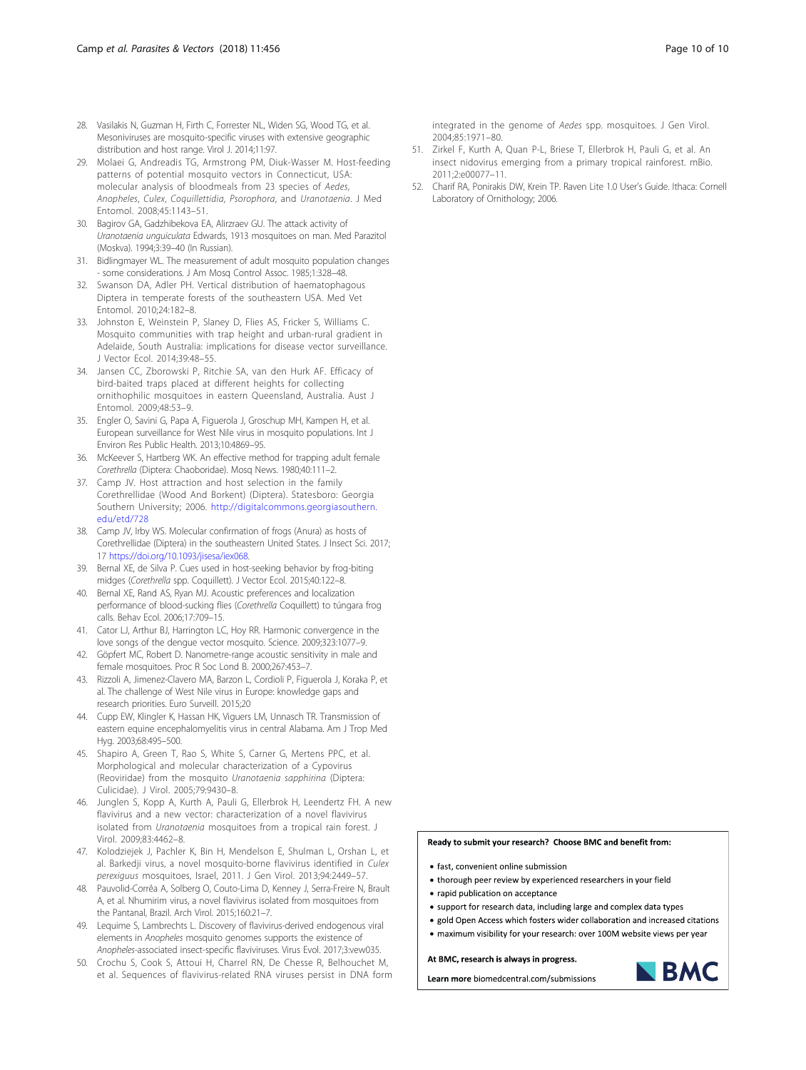28. Vasilakis N, Guzman H, Firth C, Forrester NL, Widen SG, Wood TG, et al. Mesoniviruses are mosquito-specific viruses with extensive geographic distribution and host range. Virol J. 2014;11:97.
29. Molaei G, Andreadis TG, Armstrong PM, Diuk-Wasser M. Host-feeding patterns of potential mosquito vectors in Connecticut, USA: molecular analysis of bloodmeals from 23 species of *Aedes*, *Anopheles*, *Culex*, *Coquillettidia*, *Psorophora*, and *Uranotaenia*. J Med Entomol. 2008;45:1143–51.
30. Bagirov GA, Gadzhibekova EA, Alirzraev GU. The attack activity of *Uranotaenia unguiculata* Edwards, 1913 mosquitoes on man. Med Parazitol (Moskva). 1994;3:39–40 (In Russian).
31. Bidlingmayer WL. The measurement of adult mosquito population changes - some considerations. J Am Mosq Control Assoc. 1985;1:328–48.
32. Swanson DA, Adler PH. Vertical distribution of haematophagous Diptera in temperate forests of the southeastern USA. Med Vet Entomol. 2010;24:182–8.
33. Johnston E, Weinstein P, Slaney D, Flies AS, Fricker S, Williams C. Mosquito communities with trap height and urban-rural gradient in Adelaide, South Australia: implications for disease vector surveillance. J Vector Ecol. 2014;39:48–55.
34. Jansen CC, Zborowski P, Ritchie SA, van den Hurk AF. Efficacy of bird-baited traps placed at different heights for collecting ornithophilic mosquitoes in eastern Queensland, Australia. Aust J Entomol. 2009;48:53–9.
35. Engler O, Savini G, Papa A, Figuerola J, Groschup MH, Kampen H, et al. European surveillance for West Nile virus in mosquito populations. Int J Environ Res Public Health. 2013;10:4869–95.
36. McKeever S, Hartberg WK. An effective method for trapping adult female *Corethrella* (Diptera: Chaoboridae). Mosq News. 1980;40:111–2.
37. Camp JV. Host attraction and host selection in the family Corethrellidae (Wood And Borkent) (Diptera). Statesboro: Georgia Southern University; 2006. http://digitalcommons.georgiasouthern.edu/etd/728
38. Camp JV, Irby WS. Molecular confirmation of frogs (Anura) as hosts of Corethrellidae (Diptera) in the southeastern United States. J Insect Sci. 2017; 17 https://doi.org/10.1093/jisesa/iex068.
39. Bernal XE, de Silva P. Cues used in host-seeking behavior by frog-biting midges (*Corethrella* spp. Coquillett). J Vector Ecol. 2015;40:122–8.
40. Bernal XE, Rand AS, Ryan MJ. Acoustic preferences and localization performance of blood-sucking flies (*Corethrella* Coquillett) to túngara frog calls. Behav Ecol. 2006;17:709–15.
41. Cator LJ, Arthur BJ, Harrington LC, Hoy RR. Harmonic convergence in the love songs of the dengue vector mosquito. Science. 2009;323:1077–9.
42. Göpfert MC, Robert D. Nanometre-range acoustic sensitivity in male and female mosquitoes. Proc R Soc Lond B. 2000;267:453–7.
43. Rizzoli A, Jimenez-Clavero MA, Barzon L, Cordioli P, Figuerola J, Koraka P, et al. The challenge of West Nile virus in Europe: knowledge gaps and research priorities. Euro Surveill. 2015;20
44. Cupp EW, Klingler K, Hassan HK, Viguers LM, Unnasch TR. Transmission of eastern equine encephalomyelitis virus in central Alabama. Am J Trop Med Hyg. 2003;68:495–500.
45. Shapiro A, Green T, Rao S, White S, Carner G, Mertens PPC, et al. Morphological and molecular characterization of a Cypovirus (Reoviridae) from the mosquito *Uranotaenia sapphirina* (Diptera: Culicidae). J Virol. 2005;79:9430–8.
46. Junglen S, Kopp A, Kurth A, Pauli G, Ellerbrok H, Leendertz FH. A new flavivirus and a new vector: characterization of a novel flavivirus isolated from *Uranotaenia* mosquitoes from a tropical rain forest. J Virol. 2009;83:4462–8.
47. Kolodziejek J, Pachler K, Bin H, Mendelson E, Shulman L, Orshan L, et al. Barkedji virus, a novel mosquito-borne flavivirus identified in *Culex perexiguus* mosquitoes, Israel, 2011. J Gen Virol. 2013;94:2449–57.
48. Pauvolid-Corrêa A, Solberg O, Couto-Lima D, Kenney J, Serra-Freire N, Brault A, et al. Nhumirim virus, a novel flavivirus isolated from mosquitoes from the Pantanal, Brazil. Arch Virol. 2015;160:21–7.
49. Lequime S, Lambrechts L. Discovery of flavivirus-derived endogenous viral elements in *Anopheles* mosquito genomes supports the existence of *Anopheles*-associated insect-specific flaviviruses. Virus Evol. 2017;3:vew035.
50. Crochu S, Cook S, Attoui H, Charrel RN, De Chesse R, Belhouchet M, et al. Sequences of flavivirus-related RNA viruses persist in DNA form integrated in the genome of *Aedes* spp. mosquitoes. J Gen Virol. 2004;85:1971–80.
51. Zirkel F, Kurth A, Quan P-L, Briese T, Ellerbrok H, Pauli G, et al. An insect nidovirus emerging from a primary tropical rainforest. mBio. 2011;2:e00077–11.
52. Charif RA, Ponirakis DW, Krein TP. Raven Lite 1.0 User's Guide. Ithaca: Cornell Laboratory of Ornithology; 2006.

**Ready to submit your research? Choose BMC and benefit from:**

- fast, convenient online submission
- thorough peer review by experienced researchers in your field
- rapid publication on acceptance
- support for research data, including large and complex data types
- gold Open Access which fosters wider collaboration and increased citations
- maximum visibility for your research: over 100M website views per year

**At BMC, research is always in progress.**

**Learn more** biomedcentral.com/submissions